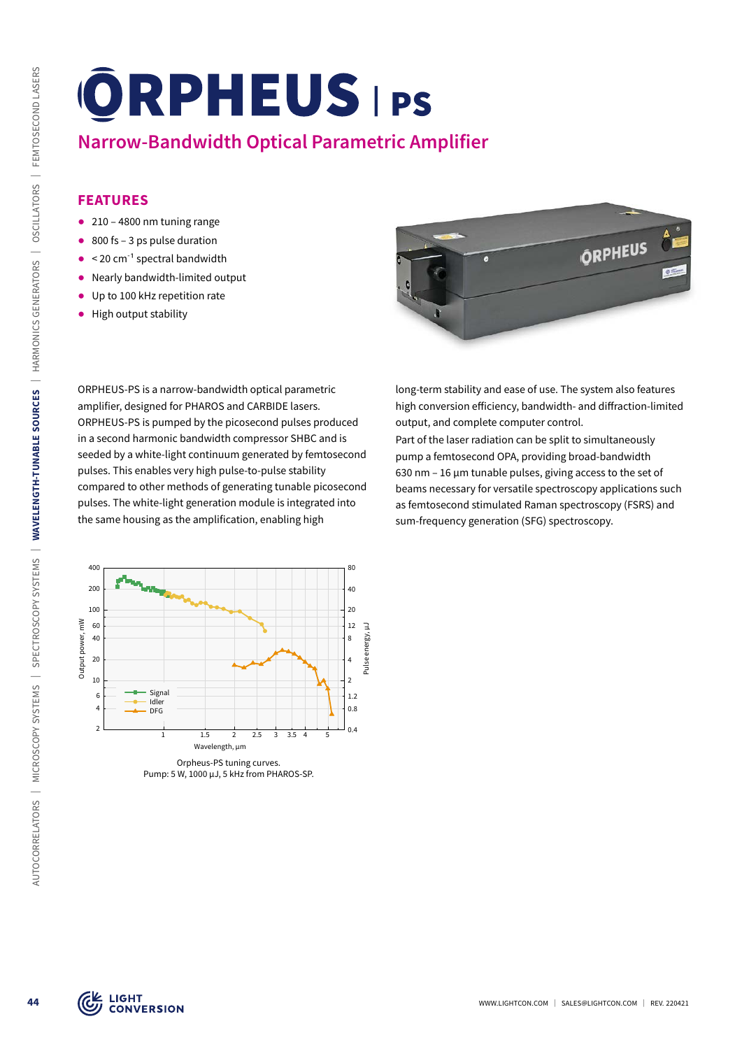# ORPHEUS | PS

## Narrow-Bandwidth Optical Parametric Amplifier

### FEATURES

- 210 – 4800 nm tuning range
- 800 fs – 3 ps pulse duration
- < 20 cm$^{-1}$ spectral bandwidth
- Nearly bandwidth-limited output
- Up to 100 kHz repetition rate
- High output stability

ORPHEUS-PS is a narrow-bandwidth optical parametric amplifier, designed for PHAROS and CARBIDE lasers. ORPHEUS-PS is pumped by the picosecond pulses produced in a second harmonic bandwidth compressor SHBC and is seeded by a white-light continuum generated by femtosecond pulses. This enables very high pulse-to-pulse stability compared to other methods of generating tunable picosecond pulses. The white-light generation module is integrated into the same housing as the amplification, enabling high long-term stability and ease of use. The system also features high conversion efficiency, bandwidth- and diffraction-limited output, and complete computer control.

Part of the laser radiation can be split to simultaneously pump a femtosecond OPA, providing broad-bandwidth 630 nm – 16 µm tunable pulses, giving access to the set of beams necessary for versatile spectroscopy applications such as femtosecond stimulated Raman spectroscopy (FSRS) and sum-frequency generation (SFG) spectroscopy.

Orpheus-PS tuning curves.
Pump: 5 W, 1000 µJ, 5 kHz from PHAROS-SP.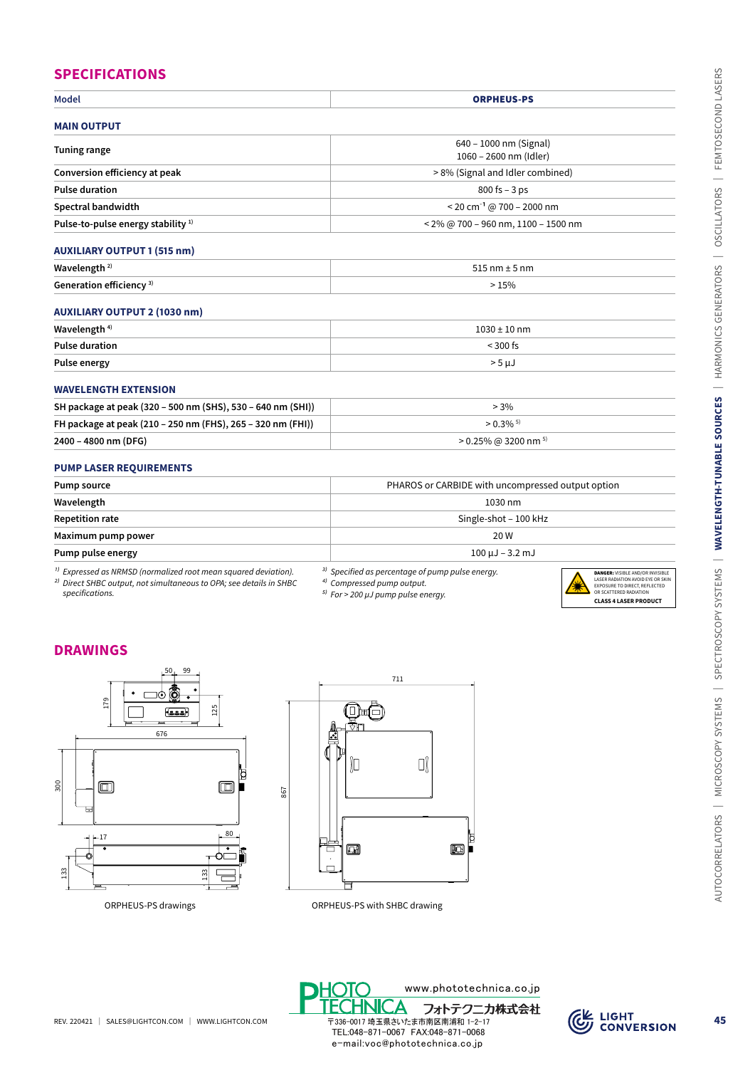## SPECIFICATIONS

| Model | ORPHEUS-PS |
|---|---|
| **MAIN OUTPUT** | |
| Tuning range | 640 – 1000 nm (Signal)<br>1060 – 2600 nm (Idler) |
| Conversion efficiency at peak | > 8% (Signal and Idler combined) |
| Pulse duration | 800 fs – 3 ps |
| Spectral bandwidth | < 20 cm$^{-1}$ @ 700 – 2000 nm |
| Pulse-to-pulse energy stability [1] | < 2% @ 700 – 960 nm, 1100 – 1500 nm |
| **AUXILIARY OUTPUT 1 (515 nm)** | |
| Wavelength [2] | 515 nm ± 5 nm |
| Generation efficiency [3] | > 15% |
| **AUXILIARY OUTPUT 2 (1030 nm)** | |
| Wavelength [4] | 1030 ± 10 nm |
| Pulse duration | < 300 fs |
| Pulse energy | > 5 µJ |
| **WAVELENGTH EXTENSION** | |
| SH package at peak (320 – 500 nm (SHS), 530 – 640 nm (SHI)) | > 3% |
| FH package at peak (210 – 250 nm (FHS), 265 – 320 nm (FHI)) | > 0.3% [5] |
| 2400 – 4800 nm (DFG) | > 0.25% @ 3200 nm [5] |
| **PUMP LASER REQUIREMENTS** | |
| Pump source | PHAROS or CARBIDE with uncompressed output option |
| Wavelength | 1030 nm |
| Repetition rate | Single-shot – 100 kHz |
| Maximum pump power | 20 W |
| Pump pulse energy | 100 µJ – 3.2 mJ |

[1] *Expressed as NRMSD (normalized root mean squared deviation).*
[2] *Direct SHBC output, not simultaneous to OPA; see details in SHBC specifications.*
[3] *Specified as percentage of pump pulse energy.*
[4] *Compressed pump output.*
[5] *For > 200 µJ pump pulse energy.*

**DANGER:** VISIBLE AND/OR INVISIBLE LASER RADIATION AVOID EYE OR SKIN EXPOSURE TO DIRECT, REFLECTED OR SCATTERED RADIATION
**CLASS 4 LASER PRODUCT**

## DRAWINGS

50
99
179
125
676
300
17
80
133
133

ORPHEUS-PS drawings

711
867

ORPHEUS-PS with SHBC drawing

REV. 220421 | SALES@LIGHTCON.COM | WWW.LIGHTCON.COM

PHOTO TECHNICA
www.phototechnica.co.jp
フォトテクニカ株式会社
〒336-0017 埼玉県さいたま市南区南浦和 1-2-17
TEL:048-871-0067 FAX:048-871-0068
e-mail:voc@phototechnica.co.jp

LIGHT CONVERSION